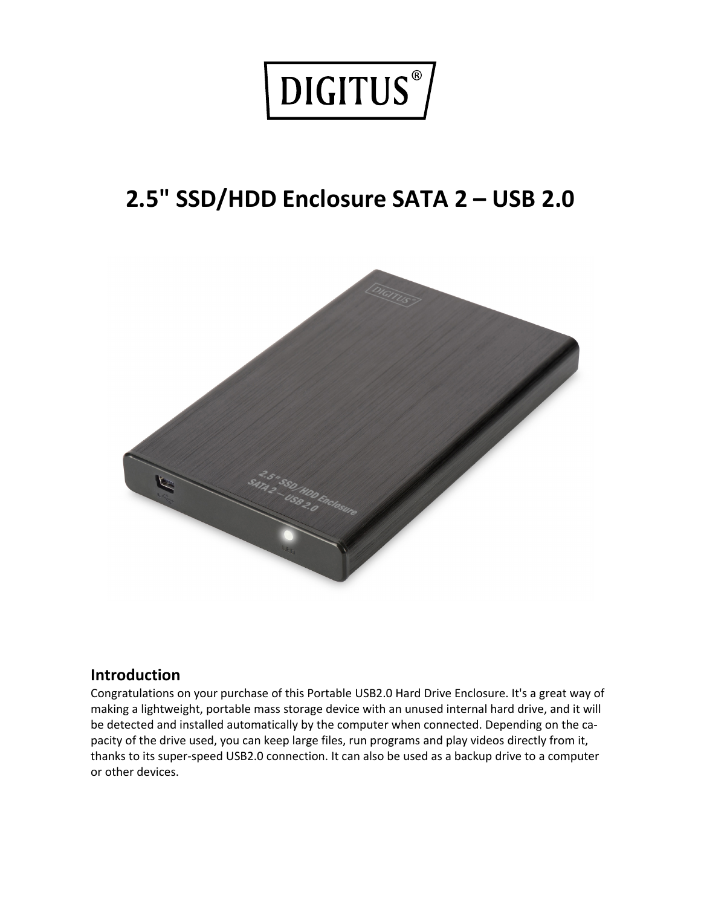DIGITUS®

# 2.5" SSD/HDD Enclosure SATA 2 – USB 2.0

## Introduction

Congratulations on your purchase of this Portable USB2.0 Hard Drive Enclosure. It's a great way of making a lightweight, portable mass storage device with an unused internal hard drive, and it will be detected and installed automatically by the computer when connected. Depending on the capacity of the drive used, you can keep large files, run programs and play videos directly from it, thanks to its super-speed USB2.0 connection. It can also be used as a backup drive to a computer or other devices.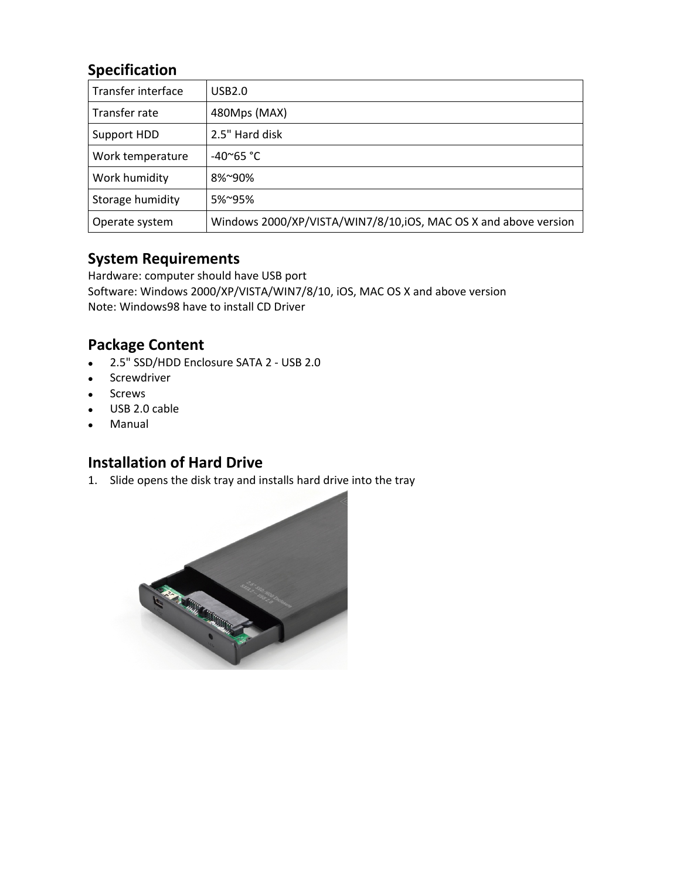## Specification

| Transfer interface | USB2.0 |
| --- | --- |
| Transfer rate | 480Mps (MAX) |
| Support HDD | 2.5" Hard disk |
| Work temperature | -40~65 °C |
| Work humidity | 8%~90% |
| Storage humidity | 5%~95% |
| Operate system | Windows 2000/XP/VISTA/WIN7/8/10,iOS, MAC OS X and above version |

## System Requirements

Hardware: computer should have USB port
Software: Windows 2000/XP/VISTA/WIN7/8/10, iOS, MAC OS X and above version
Note: Windows98 have to install CD Driver

## Package Content

- 2.5" SSD/HDD Enclosure SATA 2 - USB 2.0
- Screwdriver
- Screws
- USB 2.0 cable
- Manual

## Installation of Hard Drive

1. Slide opens the disk tray and installs hard drive into the tray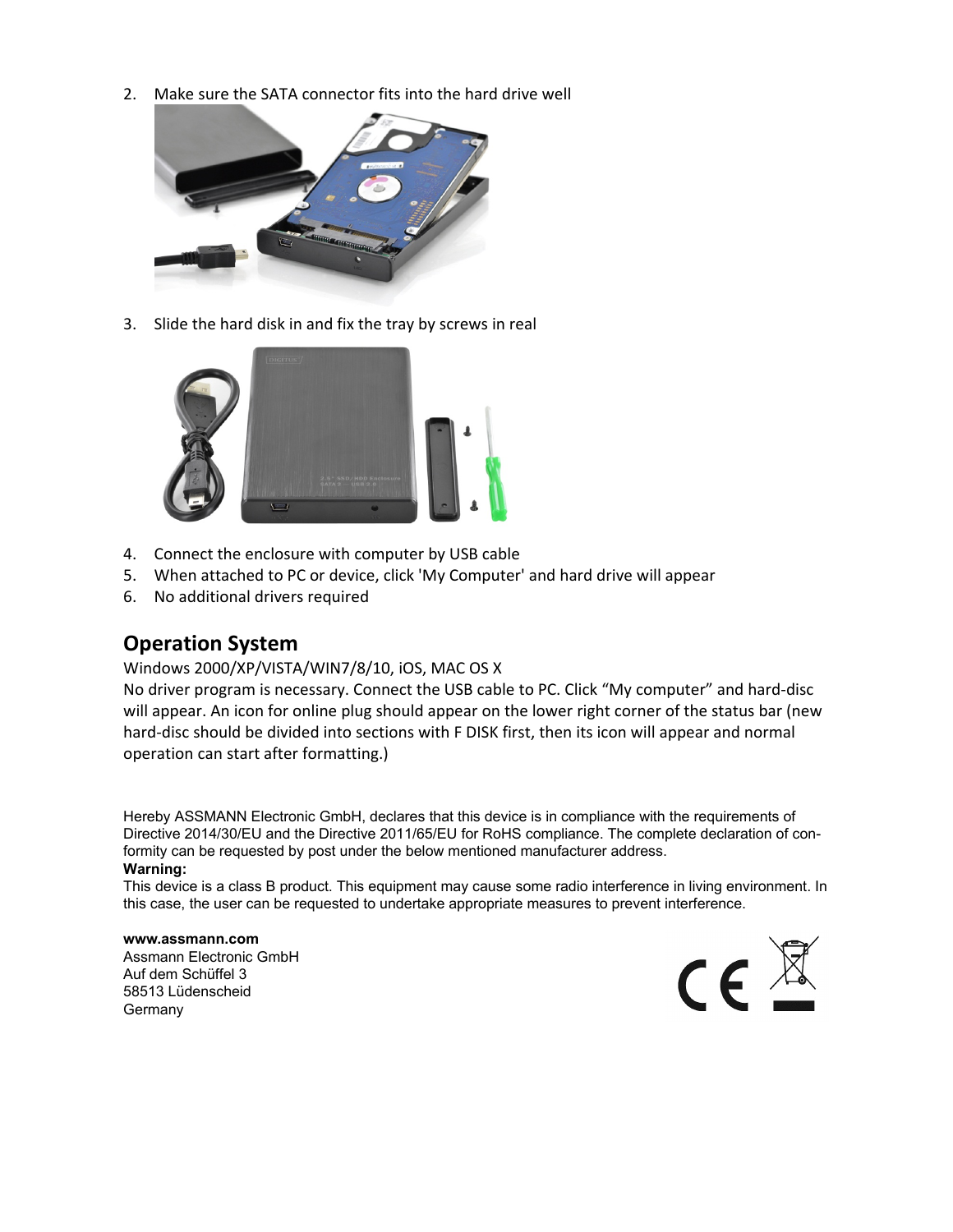2. Make sure the SATA connector fits into the hard drive well

3. Slide the hard disk in and fix the tray by screws in real

4. Connect the enclosure with computer by USB cable
5. When attached to PC or device, click 'My Computer' and hard drive will appear
6. No additional drivers required

## Operation System

Windows 2000/XP/VISTA/WIN7/8/10, iOS, MAC OS X

No driver program is necessary. Connect the USB cable to PC. Click “My computer” and hard-disc will appear. An icon for online plug should appear on the lower right corner of the status bar (new hard-disc should be divided into sections with F DISK first, then its icon will appear and normal operation can start after formatting.)

Hereby ASSMANN Electronic GmbH, declares that this device is in compliance with the requirements of Directive 2014/30/EU and the Directive 2011/65/EU for RoHS compliance. The complete declaration of conformity can be requested by post under the below mentioned manufacturer address.

**Warning:**

This device is a class B product. This equipment may cause some radio interference in living environment. In this case, the user can be requested to undertake appropriate measures to prevent interference.

**www.assmann.com**
Assmann Electronic GmbH
Auf dem Schüffel 3
58513 Lüdenscheid
Germany